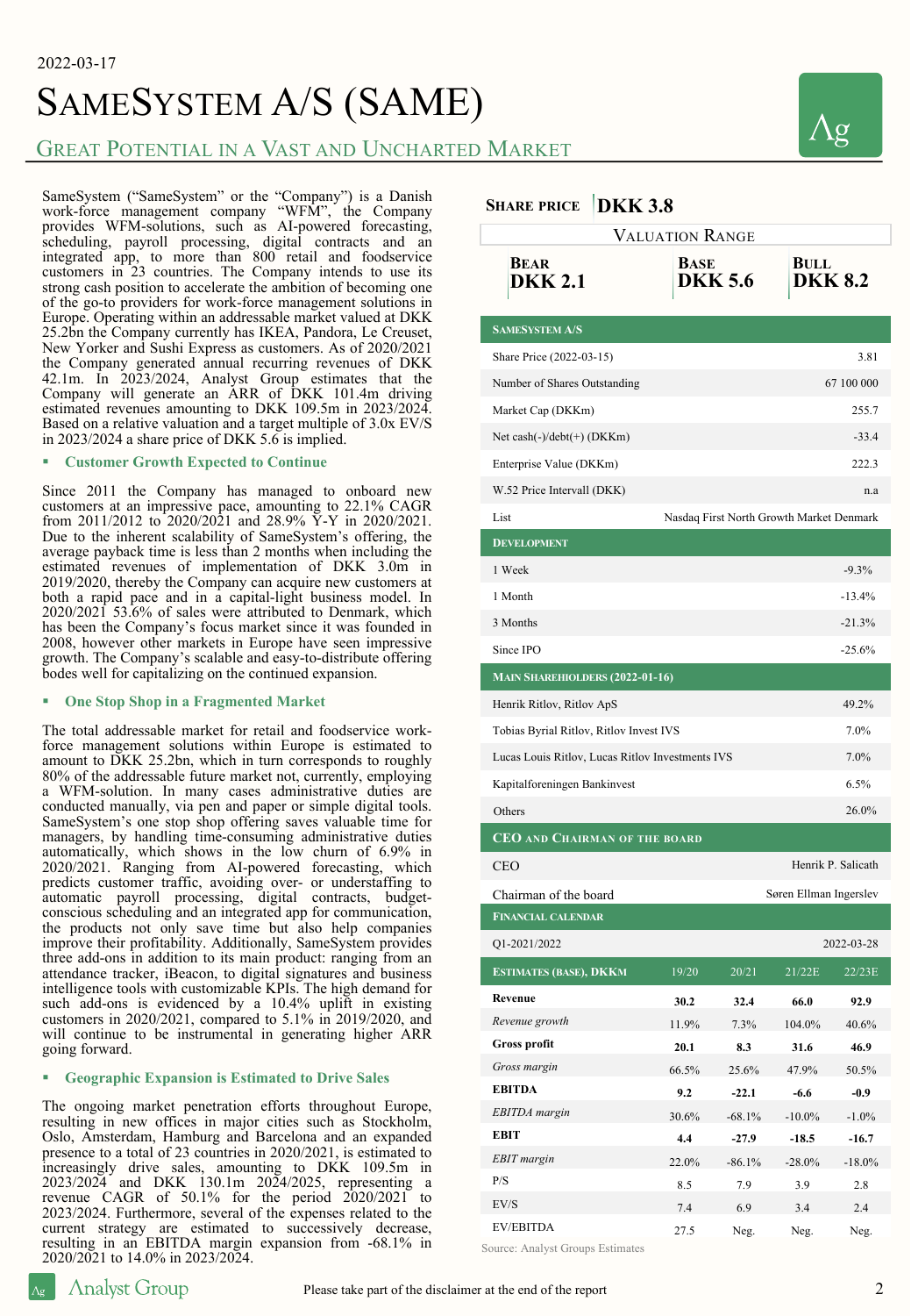2022-03-17

# SameSystem A/S (SAME)

## Great Potential in a Vast and Uncharted Market

SameSystem ("SameSystem" or the "Company") is a Danish work-force management company "WFM", the Company provides WFM-solutions, such as AI-powered forecasting, scheduling, payroll processing, digital contracts and an integrated app, to more than 800 retail and foodservice customers in 23 countries. The Company intends to use its strong cash position to accelerate the ambition of becoming one of the go-to providers for work-force management solutions in Europe. Operating within an addressable market valued at DKK 25.2bn the Company currently has IKEA, Pandora, Le Creuset, New Yorker and Sushi Express as customers. As of 2020/2021 the Company generated annual recurring revenues of DKK 42.1m. In 2023/2024, Analyst Group estimates that the Company will generate an ARR of DKK 101.4m driving estimated revenues amounting to DKK 109.5m in 2023/2024. Based on a relative valuation and a target multiple of 3.0x EV/S in 2023/2024 a share price of DKK 5.6 is implied.

### Customer Growth Expected to Continue

Since 2011 the Company has managed to onboard new customers at an impressive pace, amounting to 22.1% CAGR from 2011/2012 to 2020/2021 and 28.9% Y-Y in 2020/2021. Due to the inherent scalability of SameSystem's offering, the average payback time is less than 2 months when including the estimated revenues of implementation of DKK 3.0m in 2019/2020, thereby the Company can acquire new customers at both a rapid pace and in a capital-light business model. In 2020/2021 53.6% of sales were attributed to Denmark, which has been the Company's focus market since it was founded in 2008, however other markets in Europe have seen impressive growth. The Company's scalable and easy-to-distribute offering bodes well for capitalizing on the continued expansion.

### One Stop Shop in a Fragmented Market

The total addressable market for retail and foodservice work-force management solutions within Europe is estimated to amount to DKK 25.2bn, which in turn corresponds to roughly 80% of the addressable future market not, currently, employing a WFM-solution. In many cases administrative duties are conducted manually, via pen and paper or simple digital tools. SameSystem's one stop shop offering saves valuable time for managers, by handling time-consuming administrative duties automatically, which shows in the low churn of 6.9% in 2020/2021. Ranging from AI-powered forecasting, which predicts customer traffic, avoiding over- or understaffing to automatic payroll processing, digital contracts, budget-conscious scheduling and an integrated app for communication, the products not only save time but also help companies improve their profitability. Additionally, SameSystem provides three add-ons in addition to its main product: ranging from an attendance tracker, iBeacon, to digital signatures and business intelligence tools with customizable KPIs. The high demand for such add-ons is evidenced by a 10.4% uplift in existing customers in 2020/2021, compared to 5.1% in 2019/2020, and will continue to be instrumental in generating higher ARR going forward.

### Geographic Expansion is Estimated to Drive Sales

The ongoing market penetration efforts throughout Europe, resulting in new offices in major cities such as Stockholm, Oslo, Amsterdam, Hamburg and Barcelona and an expanded presence to a total of 23 countries in 2020/2021, is estimated to increasingly drive sales, amounting to DKK 109.5m in 2023/2024 and DKK 130.1m 2024/2025, representing a revenue CAGR of 50.1% for the period 2020/2021 to 2023/2024. Furthermore, several of the expenses related to the current strategy are estimated to successively decrease, resulting in an EBITDA margin expansion from -68.1% in 2020/2021 to 14.0% in 2023/2024.

**Share price** DKK 3.8

**Valuation Range**

| Bear | Base | Bull |
|---|---|---|
| DKK 2.1 | DKK 5.6 | DKK 8.2 |

| SameSystem A/S | |
|---|---|
| Share Price (2022-03-15) | 3.81 |
| Number of Shares Outstanding | 67 100 000 |
| Market Cap (DKKm) | 255.7 |
| Net cash(-)/debt(+) (DKKm) | -33.4 |
| Enterprise Value (DKKm) | 222.3 |
| W.52 Price Intervall (DKK) | n.a |
| List | Nasdaq First North Growth Market Denmark |

| Development | |
|---|---|
| 1 Week | -9.3% |
| 1 Month | -13.4% |
| 3 Months | -21.3% |
| Since IPO | -25.6% |

| Main Shareholders (2022-01-16) | |
|---|---|
| Henrik Ritlov, Ritlov ApS | 49.2% |
| Tobias Byrial Ritlov, Ritlov Invest IVS | 7.0% |
| Lucas Louis Ritlov, Lucas Ritlov Investments IVS | 7.0% |
| Kapitalforeningen Bankinvest | 6.5% |
| Others | 26.0% |

| CEO and Chairman of the Board | |
|---|---|
| CEO | Henrik P. Salicath |
| Chairman of the board | Søren Ellman Ingerslev |

| Financial Calendar | |
|---|---|
| Q1-2021/2022 | 2022-03-28 |

| Estimates (Base), DKKm | 19/20 | 20/21 | 21/22E | 22/23E |
|---|---|---|---|---|
| **Revenue** | **30.2** | **32.4** | **66.0** | **92.9** |
| *Revenue growth* | 11.9% | 7.3% | 104.0% | 40.6% |
| **Gross profit** | **20.1** | **8.3** | **31.6** | **46.9** |
| *Gross margin* | 66.5% | 25.6% | 47.9% | 50.5% |
| **EBITDA** | **9.2** | **-22.1** | **-6.6** | **-0.9** |
| *EBITDA margin* | 30.6% | -68.1% | -10.0% | -1.0% |
| **EBIT** | **4.4** | **-27.9** | **-18.5** | **-16.7** |
| *EBIT margin* | 22.0% | -86.1% | -28.0% | -18.0% |
| P/S | 8.5 | 7.9 | 3.9 | 2.8 |
| EV/S | 7.4 | 6.9 | 3.4 | 2.4 |
| EV/EBITDA | 27.5 | Neg. | Neg. | Neg. |

Source: Analyst Groups Estimates

Please take part of the disclaimer at the end of the report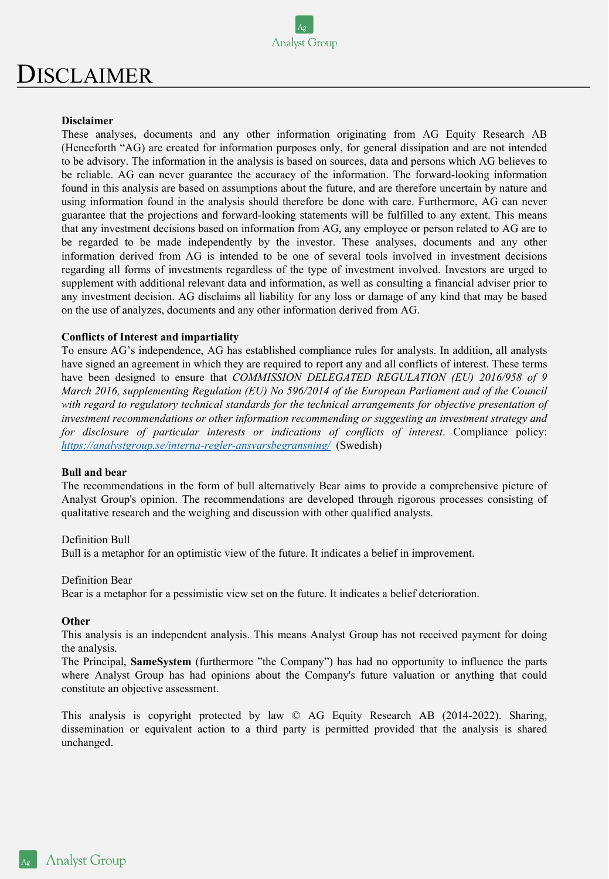# DISCLAIMER

**Disclaimer**

These analyses, documents and any other information originating from AG Equity Research AB (Henceforth "AG) are created for information purposes only, for general dissipation and are not intended to be advisory. The information in the analysis is based on sources, data and persons which AG believes to be reliable. AG can never guarantee the accuracy of the information. The forward-looking information found in this analysis are based on assumptions about the future, and are therefore uncertain by nature and using information found in the analysis should therefore be done with care. Furthermore, AG can never guarantee that the projections and forward-looking statements will be fulfilled to any extent. This means that any investment decisions based on information from AG, any employee or person related to AG are to be regarded to be made independently by the investor. These analyses, documents and any other information derived from AG is intended to be one of several tools involved in investment decisions regarding all forms of investments regardless of the type of investment involved. Investors are urged to supplement with additional relevant data and information, as well as consulting a financial adviser prior to any investment decision. AG disclaims all liability for any loss or damage of any kind that may be based on the use of analyzes, documents and any other information derived from AG.

**Conflicts of Interest and impartiality**

To ensure AG's independence, AG has established compliance rules for analysts. In addition, all analysts have signed an agreement in which they are required to report any and all conflicts of interest. These terms have been designed to ensure that *COMMISSION DELEGATED REGULATION (EU) 2016/958 of 9 March 2016, supplementing Regulation (EU) No 596/2014 of the European Parliament and of the Council with regard to regulatory technical standards for the technical arrangements for objective presentation of investment recommendations or other information recommending or suggesting an investment strategy and for disclosure of particular interests or indications of conflicts of interest*. Compliance policy: https://analystgroup.se/interna-regler-ansvarsbegransning/ (Swedish)

**Bull and bear**

The recommendations in the form of bull alternatively Bear aims to provide a comprehensive picture of Analyst Group's opinion. The recommendations are developed through rigorous processes consisting of qualitative research and the weighing and discussion with other qualified analysts.

Definition Bull

Bull is a metaphor for an optimistic view of the future. It indicates a belief in improvement.

Definition Bear

Bear is a metaphor for a pessimistic view set on the future. It indicates a belief deterioration.

**Other**

This analysis is an independent analysis. This means Analyst Group has not received payment for doing the analysis.

The Principal, **SameSystem** (furthermore "the Company") has had no opportunity to influence the parts where Analyst Group has had opinions about the Company's future valuation or anything that could constitute an objective assessment.

This analysis is copyright protected by law © AG Equity Research AB (2014-2022). Sharing, dissemination or equivalent action to a third party is permitted provided that the analysis is shared unchanged.